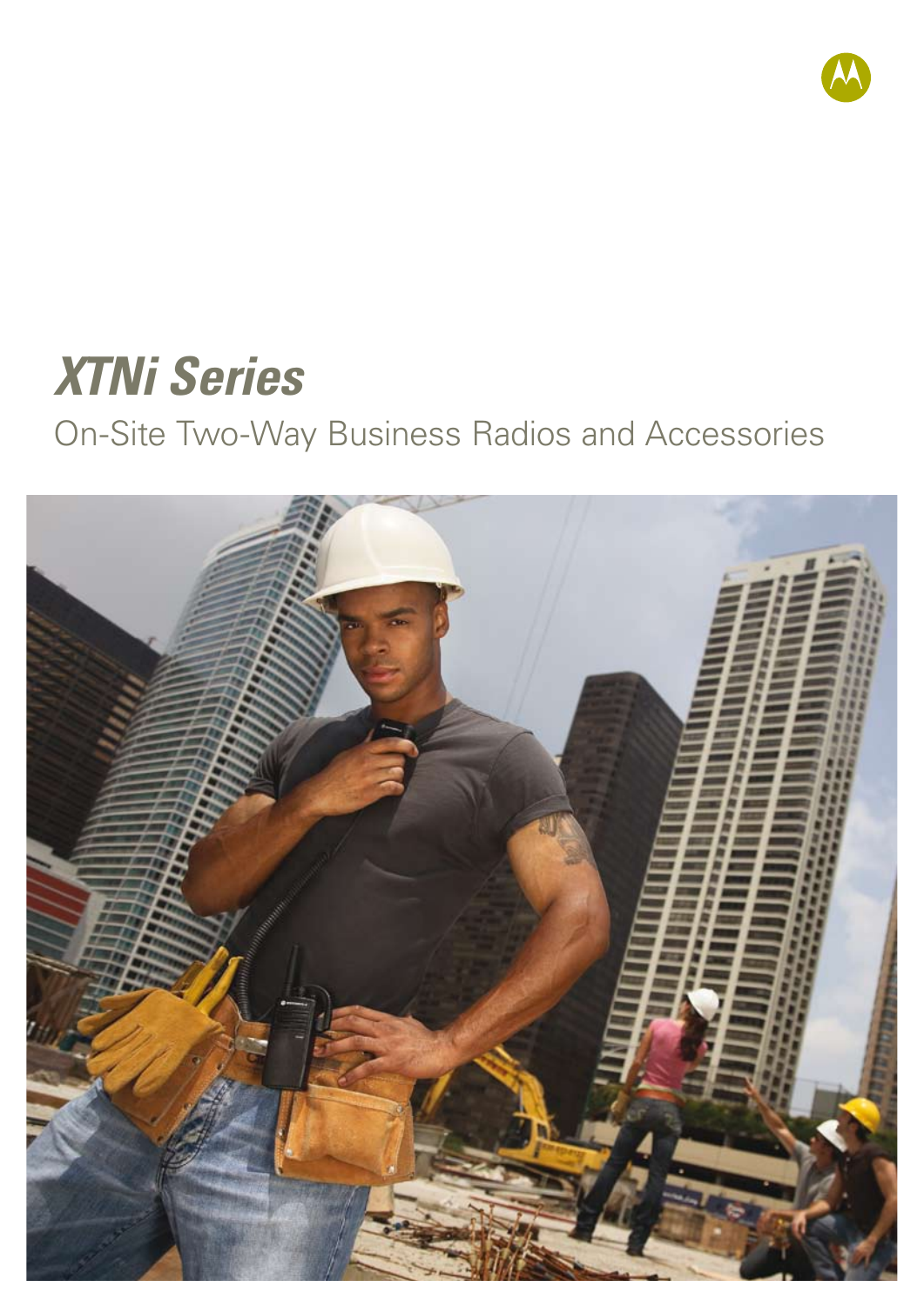# *XTNi Series*

On-Site Two-Way Business Radios and Accessories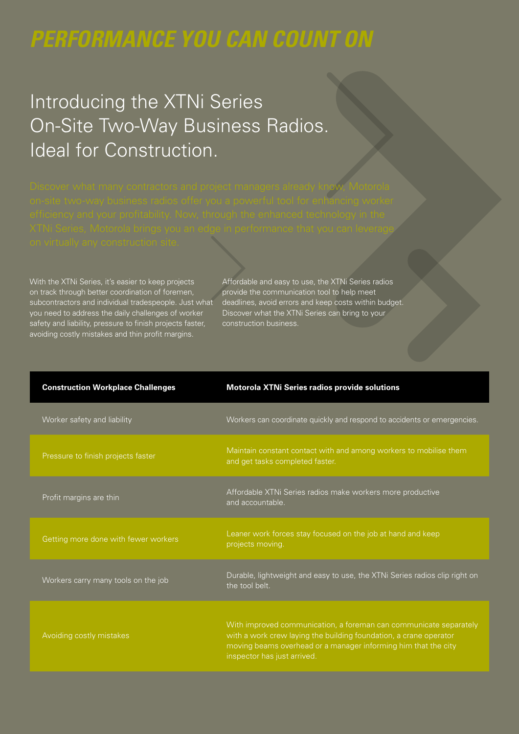# PERFORMANCE YOU CAN COUNT ON

## Introducing the XTNi Series On-Site Two-Way Business Radios. Ideal for Construction.

Discover what many contractors and project managers already know. Motorola on-site two-way business radios offer you a powerful tool for enhancing worker efficiency and your profitability. Now, through the enhanced technology in the XTNi Series, Motorola brings you an edge in performance that you can leverage on virtually any construction site.

With the XTNi Series, it's easier to keep projects on track through better coordination of foremen, subcontractors and individual tradespeople. Just what you need to address the daily challenges of worker safety and liability, pressure to finish projects faster, avoiding costly mistakes and thin profit margins.

Affordable and easy to use, the XTNi Series radios provide the communication tool to help meet deadlines, avoid errors and keep costs within budget. Discover what the XTNi Series can bring to your construction business.

| Construction Workplace Challenges | Motorola XTNi Series radios provide solutions |
| --- | --- |
| Worker safety and liability | Workers can coordinate quickly and respond to accidents or emergencies. |
| Pressure to finish projects faster | Maintain constant contact with and among workers to mobilise them and get tasks completed faster. |
| Profit margins are thin | Affordable XTNi Series radios make workers more productive and accountable. |
| Getting more done with fewer workers | Leaner work forces stay focused on the job at hand and keep projects moving. |
| Workers carry many tools on the job | Durable, lightweight and easy to use, the XTNi Series radios clip right on the tool belt. |
| Avoiding costly mistakes | With improved communication, a foreman can communicate separately with a work crew laying the building foundation, a crane operator moving beams overhead or a manager informing him that the city inspector has just arrived. |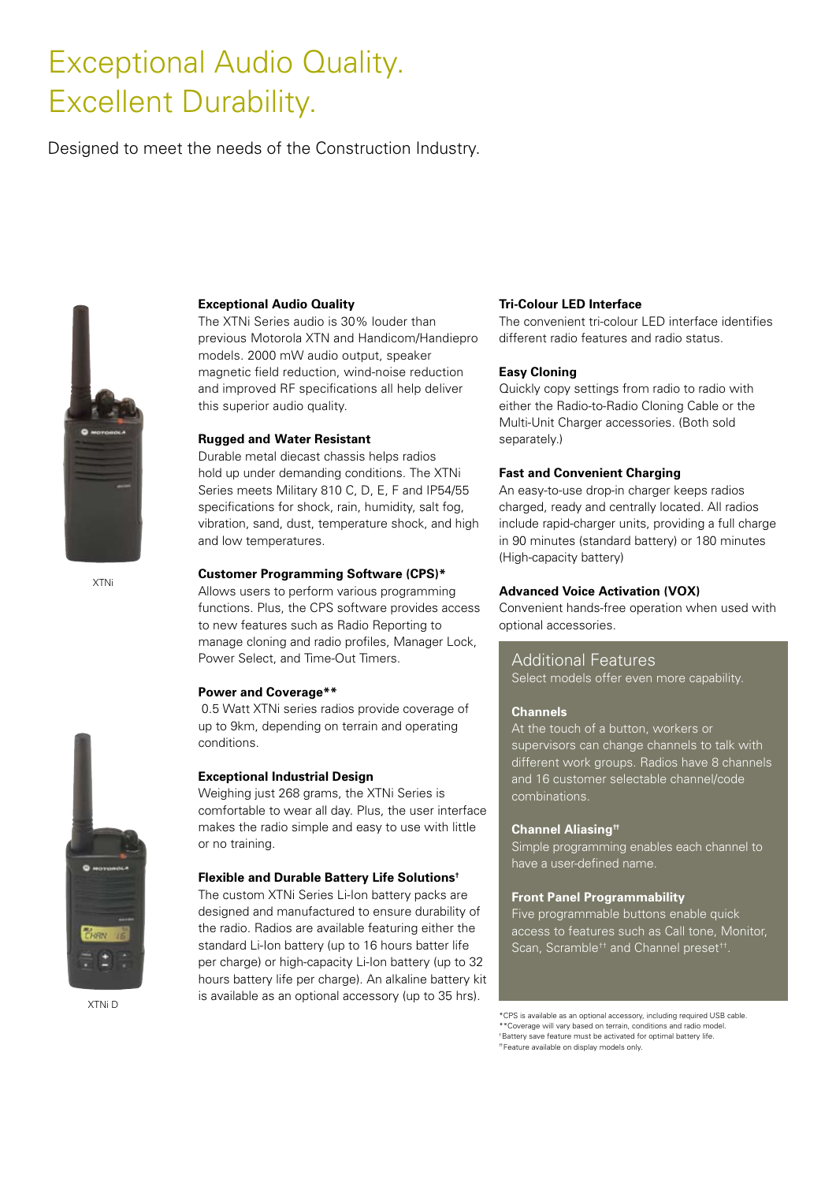# Exceptional Audio Quality. Excellent Durability.

Designed to meet the needs of the Construction Industry.

XTNi

XTNi D

### Exceptional Audio Quality

The XTNi Series audio is 30% louder than previous Motorola XTN and Handicom/Handiepro models. 2000 mW audio output, speaker magnetic field reduction, wind-noise reduction and improved RF specifications all help deliver this superior audio quality.

### Rugged and Water Resistant

Durable metal diecast chassis helps radios hold up under demanding conditions. The XTNi Series meets Military 810 C, D, E, F and IP54/55 specifications for shock, rain, humidity, salt fog, vibration, sand, dust, temperature shock, and high and low temperatures.

### Customer Programming Software (CPS)*

Allows users to perform various programming functions. Plus, the CPS software provides access to new features such as Radio Reporting to manage cloning and radio profiles, Manager Lock, Power Select, and Time-Out Timers.

### Power and Coverage**

0.5 Watt XTNi series radios provide coverage of up to 9km, depending on terrain and operating conditions.

### Exceptional Industrial Design

Weighing just 268 grams, the XTNi Series is comfortable to wear all day. Plus, the user interface makes the radio simple and easy to use with little or no training.

### Flexible and Durable Battery Life Solutions†

The custom XTNi Series Li-Ion battery packs are designed and manufactured to ensure durability of the radio. Radios are available featuring either the standard Li-Ion battery (up to 16 hours batter life per charge) or high-capacity Li-Ion battery (up to 32 hours battery life per charge). An alkaline battery kit is available as an optional accessory (up to 35 hrs).

### Tri-Colour LED Interface

The convenient tri-colour LED interface identifies different radio features and radio status.

### Easy Cloning

Quickly copy settings from radio to radio with either the Radio-to-Radio Cloning Cable or the Multi-Unit Charger accessories. (Both sold separately.)

### Fast and Convenient Charging

An easy-to-use drop-in charger keeps radios charged, ready and centrally located. All radios include rapid-charger units, providing a full charge in 90 minutes (standard battery) or 180 minutes (High-capacity battery)

### Advanced Voice Activation (VOX)

Convenient hands-free operation when used with optional accessories.

## Additional Features

Select models offer even more capability.

### Channels

At the touch of a button, workers or supervisors can change channels to talk with different work groups. Radios have 8 channels and 16 customer selectable channel/code combinations.

### Channel Aliasing††

Simple programming enables each channel to have a user-defined name.

### Front Panel Programmability

Five programmable buttons enable quick access to features such as Call tone, Monitor, Scan, Scramble†† and Channel preset††.

*CPS is available as an optional accessory, including required USB cable.
**Coverage will vary based on terrain, conditions and radio model.
†Battery save feature must be activated for optimal battery life.
††Feature available on display models only.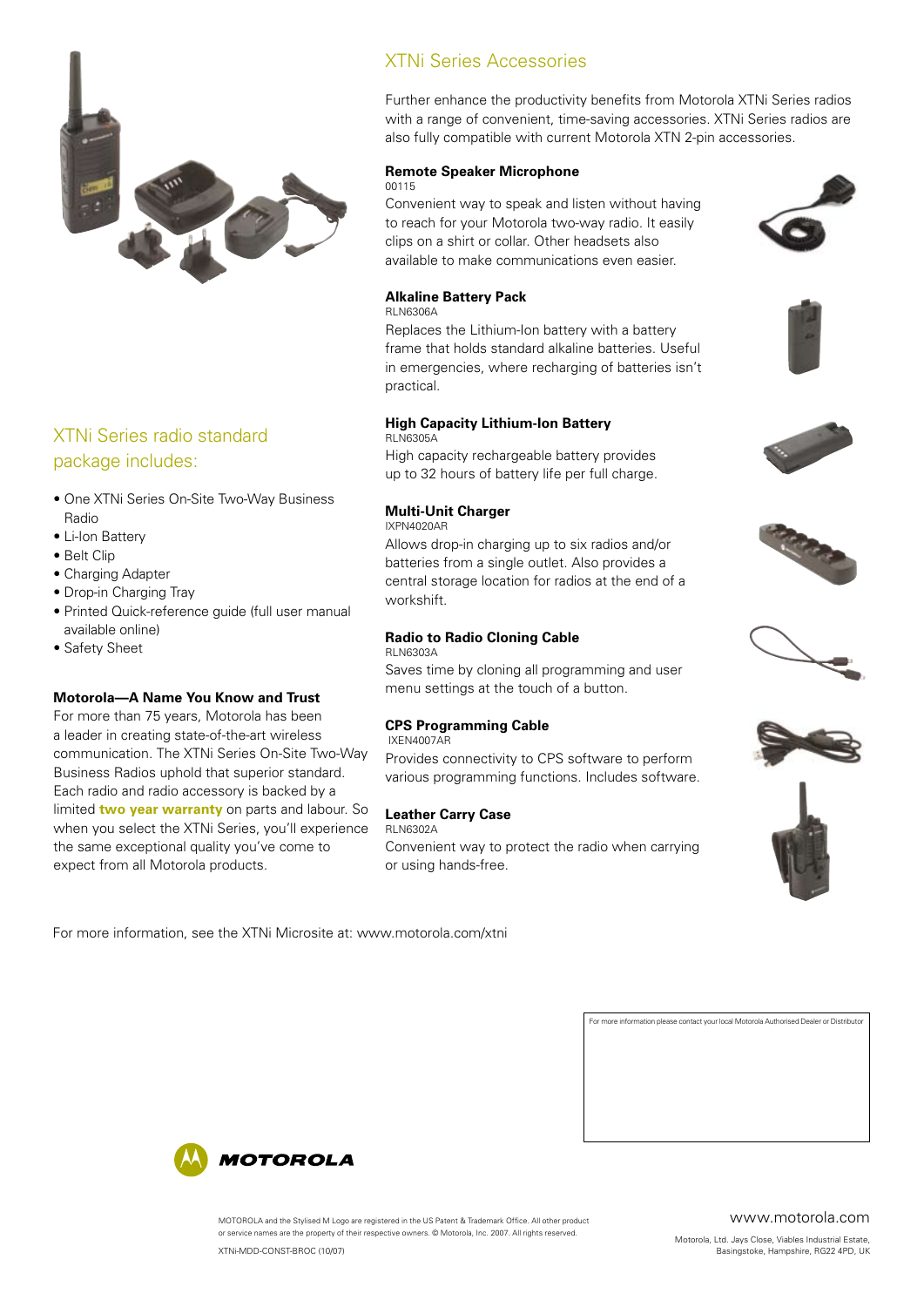## XTNi Series radio standard package includes:

- One XTNi Series On-Site Two-Way Business Radio
- Li-Ion Battery
- Belt Clip
- Charging Adapter
- Drop-in Charging Tray
- Printed Quick-reference guide (full user manual available online)
- Safety Sheet

### Motorola—A Name You Know and Trust

For more than 75 years, Motorola has been a leader in creating state-of-the-art wireless communication. The XTNi Series On-Site Two-Way Business Radios uphold that superior standard. Each radio and radio accessory is backed by a limited **two year warranty** on parts and labour. So when you select the XTNi Series, you'll experience the same exceptional quality you've come to expect from all Motorola products.

## XTNi Series Accessories

Further enhance the productivity benefits from Motorola XTNi Series radios with a range of convenient, time-saving accessories. XTNi Series radios are also fully compatible with current Motorola XTN 2-pin accessories.

### Remote Speaker Microphone

00115

Convenient way to speak and listen without having to reach for your Motorola two-way radio. It easily clips on a shirt or collar. Other headsets also available to make communications even easier.

### Alkaline Battery Pack

RLN6306A

Replaces the Lithium-Ion battery with a battery frame that holds standard alkaline batteries. Useful in emergencies, where recharging of batteries isn't practical.

### High Capacity Lithium-Ion Battery

RLN6305A

High capacity rechargeable battery provides up to 32 hours of battery life per full charge.

### Multi-Unit Charger

IXPN4020AR

Allows drop-in charging up to six radios and/or batteries from a single outlet. Also provides a central storage location for radios at the end of a workshift.

### Radio to Radio Cloning Cable

RLN6303A

Saves time by cloning all programming and user menu settings at the touch of a button.

### CPS Programming Cable

IXEN4007AR

Provides connectivity to CPS software to perform various programming functions. Includes software.

### Leather Carry Case

RLN6302A

Convenient way to protect the radio when carrying or using hands-free.

For more information, see the XTNi Microsite at: www.motorola.com/xtni

For more information please contact your local Motorola Authorised Dealer or Distributor

MOTOROLA

MOTOROLA and the Stylised M Logo are registered in the US Patent & Trademark Office. All other product or service names are the property of their respective owners. © Motorola, Inc. 2007. All rights reserved.

XTNi-MDD-CONST-BROC (10/07)

www.motorola.com

Motorola, Ltd. Jays Close, Viables Industrial Estate, Basingstoke, Hampshire, RG22 4PD, UK